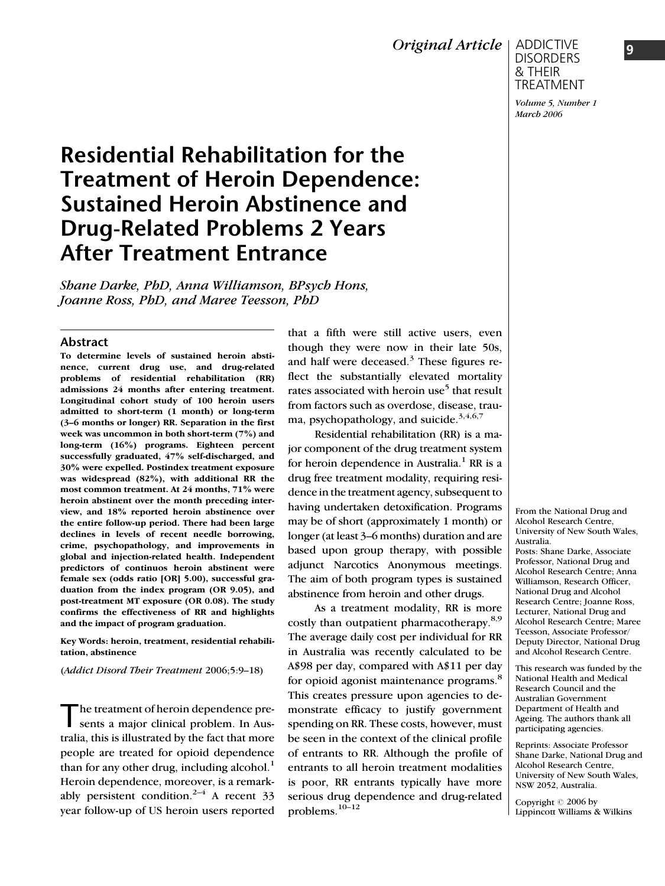# Residential Rehabilitation for the Treatment of Heroin Dependence: Sustained Heroin Abstinence and Drug-Related Problems 2 Years After Treatment Entrance

*Shane Darke, PhD, Anna Williamson, BPsych Hons, Joanne Ross, PhD, and Maree Teesson, PhD*

## Abstract

**To determine levels of sustained heroin abstinence, current drug use, and drug-related problems of residential rehabilitation (RR) admissions 24 months after entering treatment. Longitudinal cohort study of 100 heroin users admitted to short-term (1 month) or long-term (3–6 months or longer) RR. Separation in the first week was uncommon in both short-term (7%) and long-term (16%) programs. Eighteen percent successfully graduated, 47% self-discharged, and 30% were expelled. Postindex treatment exposure was widespread (82%), with additional RR the most common treatment. At 24 months, 71% were heroin abstinent over the month preceding interview, and 18% reported heroin abstinence over the entire follow-up period. There had been large declines in levels of recent needle borrowing, crime, psychopathology, and improvements in global and injection-related health. Independent predictors of continuos heroin abstinent were female sex (odds ratio [OR] 5.00), successful graduation from the index program (OR 9.05), and post-treatment MT exposure (OR 0.08). The study confirms the effectiveness of RR and highlights and the impact of program graduation.**

**Key Words: heroin, treatment, residential rehabilitation, abstinence**

(*Addict Disord Their Treatment* 2006;5:9–18)

The treatment of heroin dependence presents a major clinical problem. In Australia, this is illustrated by the fact that more people are treated for opioid dependence than for any other drug, including alcohol.[1] Heroin dependence, moreover, is a remarkably persistent condition.[2–4] A recent 33 year follow-up of US heroin users reported that a fifth were still active users, even though they were now in their late 50s, and half were deceased.[3] These figures reflect the substantially elevated mortality rates associated with heroin use[5] that result from factors such as overdose, disease, trauma, psychopathology, and suicide.[3,4,6,7]

Residential rehabilitation (RR) is a major component of the drug treatment system for heroin dependence in Australia.[1] RR is a drug free treatment modality, requiring residence in the treatment agency, subsequent to having undertaken detoxification. Programs may be of short (approximately 1 month) or longer (at least 3–6 months) duration and are based upon group therapy, with possible adjunct Narcotics Anonymous meetings. The aim of both program types is sustained abstinence from heroin and other drugs.

As a treatment modality, RR is more costly than outpatient pharmacotherapy.[8,9] The average daily cost per individual for RR in Australia was recently calculated to be A$98 per day, compared with A$11 per day for opioid agonist maintenance programs.[8] This creates pressure upon agencies to demonstrate efficacy to justify government spending on RR. These costs, however, must be seen in the context of the clinical profile of entrants to RR. Although the profile of entrants to all heroin treatment modalities is poor, RR entrants typically have more serious drug dependence and drug-related problems.[10–12]

From the National Drug and Alcohol Research Centre, University of New South Wales, Australia.

Posts: Shane Darke, Associate Professor, National Drug and Alcohol Research Centre; Anna Williamson, Research Officer, National Drug and Alcohol Research Centre; Joanne Ross, Lecturer, National Drug and Alcohol Research Centre; Maree Teesson, Associate Professor/ Deputy Director, National Drug and Alcohol Research Centre.

This research was funded by the National Health and Medical Research Council and the Australian Government Department of Health and Ageing. The authors thank all participating agencies.

Reprints: Associate Professor Shane Darke, National Drug and Alcohol Research Centre, University of New South Wales, NSW 2052, Australia.

Copyright © 2006 by Lippincott Williams & Wilkins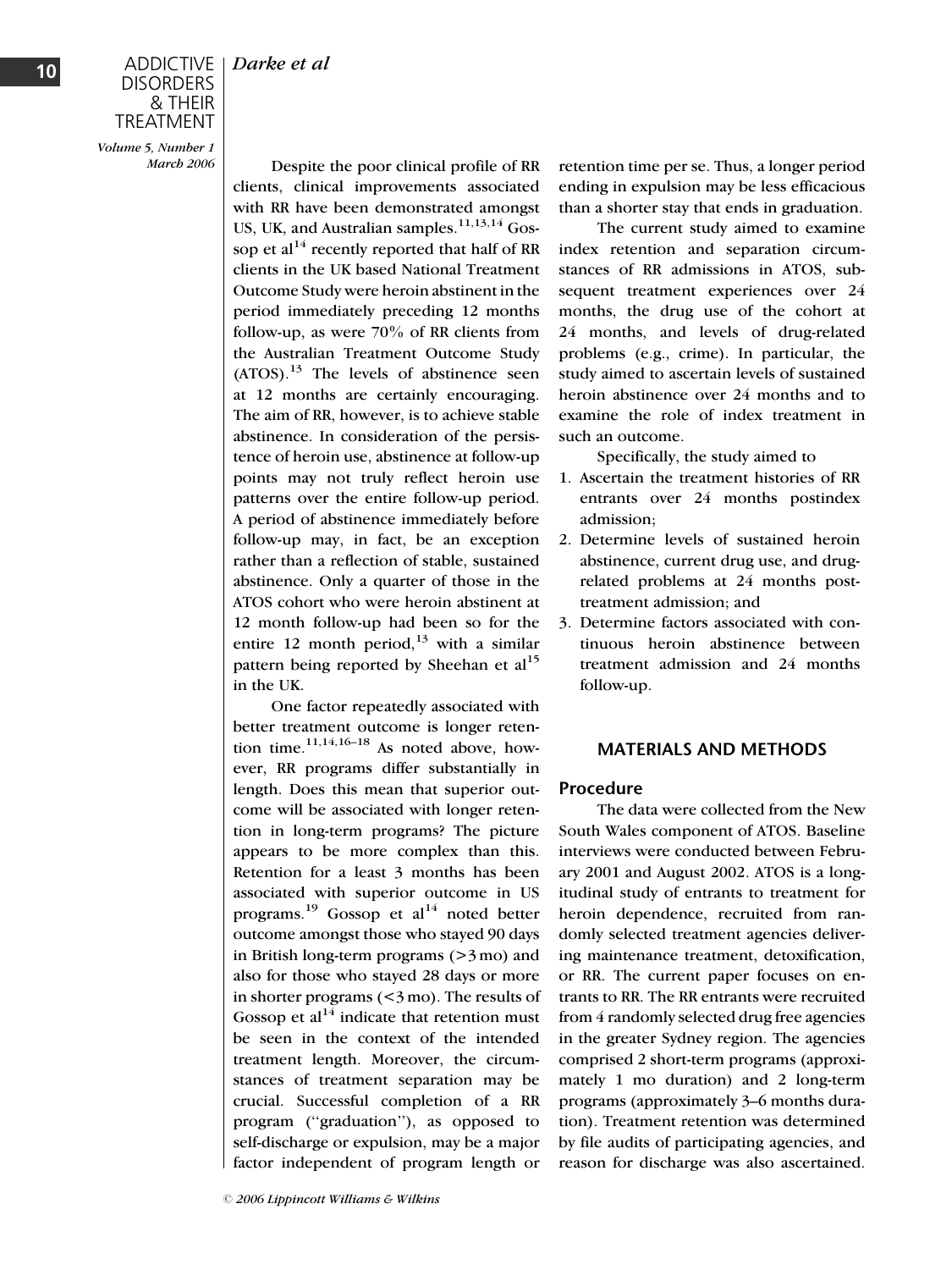Despite the poor clinical profile of RR clients, clinical improvements associated with RR have been demonstrated amongst US, UK, and Australian samples.[11,13,14] Gossop et al[14] recently reported that half of RR clients in the UK based National Treatment Outcome Study were heroin abstinent in the period immediately preceding 12 months follow-up, as were 70% of RR clients from the Australian Treatment Outcome Study (ATOS).[13] The levels of abstinence seen at 12 months are certainly encouraging. The aim of RR, however, is to achieve stable abstinence. In consideration of the persistence of heroin use, abstinence at follow-up points may not truly reflect heroin use patterns over the entire follow-up period. A period of abstinence immediately before follow-up may, in fact, be an exception rather than a reflection of stable, sustained abstinence. Only a quarter of those in the ATOS cohort who were heroin abstinent at 12 month follow-up had been so for the entire 12 month period,[13] with a similar pattern being reported by Sheehan et al[15] in the UK.

One factor repeatedly associated with better treatment outcome is longer retention time.[11,14,16–18] As noted above, however, RR programs differ substantially in length. Does this mean that superior outcome will be associated with longer retention in long-term programs? The picture appears to be more complex than this. Retention for a least 3 months has been associated with superior outcome in US programs.[19] Gossop et al[14] noted better outcome amongst those who stayed 90 days in British long-term programs (>3 mo) and also for those who stayed 28 days or more in shorter programs (<3 mo). The results of Gossop et al[14] indicate that retention must be seen in the context of the intended treatment length. Moreover, the circumstances of treatment separation may be crucial. Successful completion of a RR program ("graduation"), as opposed to self-discharge or expulsion, may be a major factor independent of program length or retention time per se. Thus, a longer period ending in expulsion may be less efficacious than a shorter stay that ends in graduation.

The current study aimed to examine index retention and separation circumstances of RR admissions in ATOS, subsequent treatment experiences over 24 months, the drug use of the cohort at 24 months, and levels of drug-related problems (e.g., crime). In particular, the study aimed to ascertain levels of sustained heroin abstinence over 24 months and to examine the role of index treatment in such an outcome.

Specifically, the study aimed to

1. Ascertain the treatment histories of RR entrants over 24 months postindex admission;
2. Determine levels of sustained heroin abstinence, current drug use, and drug-related problems at 24 months post-treatment admission; and
3. Determine factors associated with continuous heroin abstinence between treatment admission and 24 months follow-up.

## MATERIALS AND METHODS

### Procedure

The data were collected from the New South Wales component of ATOS. Baseline interviews were conducted between February 2001 and August 2002. ATOS is a longitudinal study of entrants to treatment for heroin dependence, recruited from randomly selected treatment agencies delivering maintenance treatment, detoxification, or RR. The current paper focuses on entrants to RR. The RR entrants were recruited from 4 randomly selected drug free agencies in the greater Sydney region. The agencies comprised 2 short-term programs (approximately 1 mo duration) and 2 long-term programs (approximately 3–6 months duration). Treatment retention was determined by file audits of participating agencies, and reason for discharge was also ascertained.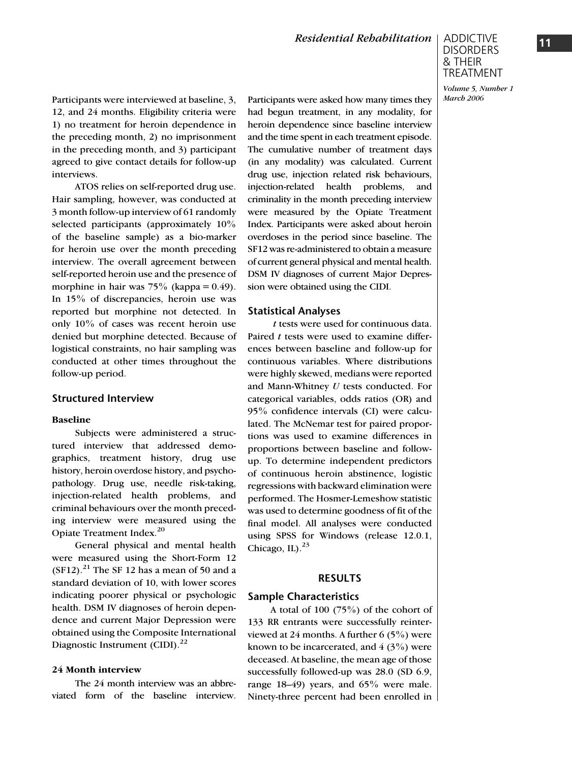Participants were interviewed at baseline, 3, 12, and 24 months. Eligibility criteria were 1) no treatment for heroin dependence in the preceding month, 2) no imprisonment in the preceding month, and 3) participant agreed to give contact details for follow-up interviews.

ATOS relies on self-reported drug use. Hair sampling, however, was conducted at 3 month follow-up interview of 61 randomly selected participants (approximately 10% of the baseline sample) as a bio-marker for heroin use over the month preceding interview. The overall agreement between self-reported heroin use and the presence of morphine in hair was 75% (kappa = 0.49). In 15% of discrepancies, heroin use was reported but morphine not detected. In only 10% of cases was recent heroin use denied but morphine detected. Because of logistical constraints, no hair sampling was conducted at other times throughout the follow-up period.

### Structured Interview

#### Baseline

Subjects were administered a structured interview that addressed demographics, treatment history, drug use history, heroin overdose history, and psychopathology. Drug use, needle risk-taking, injection-related health problems, and criminal behaviours over the month preceding interview were measured using the Opiate Treatment Index.[20]

General physical and mental health were measured using the Short-Form 12 (SF12).[21] The SF 12 has a mean of 50 and a standard deviation of 10, with lower scores indicating poorer physical or psychologic health. DSM IV diagnoses of heroin dependence and current Major Depression were obtained using the Composite International Diagnostic Instrument (CIDI).[22]

#### 24 Month interview

The 24 month interview was an abbreviated form of the baseline interview. Participants were asked how many times they had begun treatment, in any modality, for heroin dependence since baseline interview and the time spent in each treatment episode. The cumulative number of treatment days (in any modality) was calculated. Current drug use, injection related risk behaviours, injection-related health problems, and criminality in the month preceding interview were measured by the Opiate Treatment Index. Participants were asked about heroin overdoses in the period since baseline. The SF12 was re-administered to obtain a measure of current general physical and mental health. DSM IV diagnoses of current Major Depression were obtained using the CIDI.

### Statistical Analyses

*t* tests were used for continuous data. Paired *t* tests were used to examine differences between baseline and follow-up for continuous variables. Where distributions were highly skewed, medians were reported and Mann-Whitney *U* tests conducted. For categorical variables, odds ratios (OR) and 95% confidence intervals (CI) were calculated. The McNemar test for paired proportions was used to examine differences in proportions between baseline and follow-up. To determine independent predictors of continuous heroin abstinence, logistic regressions with backward elimination were performed. The Hosmer-Lemeshow statistic was used to determine goodness of fit of the final model. All analyses were conducted using SPSS for Windows (release 12.0.1, Chicago, IL).[23]

## RESULTS

### Sample Characteristics

A total of 100 (75%) of the cohort of 133 RR entrants were successfully reinterviewed at 24 months. A further 6 (5%) were known to be incarcerated, and 4 (3%) were deceased. At baseline, the mean age of those successfully followed-up was 28.0 (SD 6.9, range 18–49) years, and 65% were male. Ninety-three percent had been enrolled in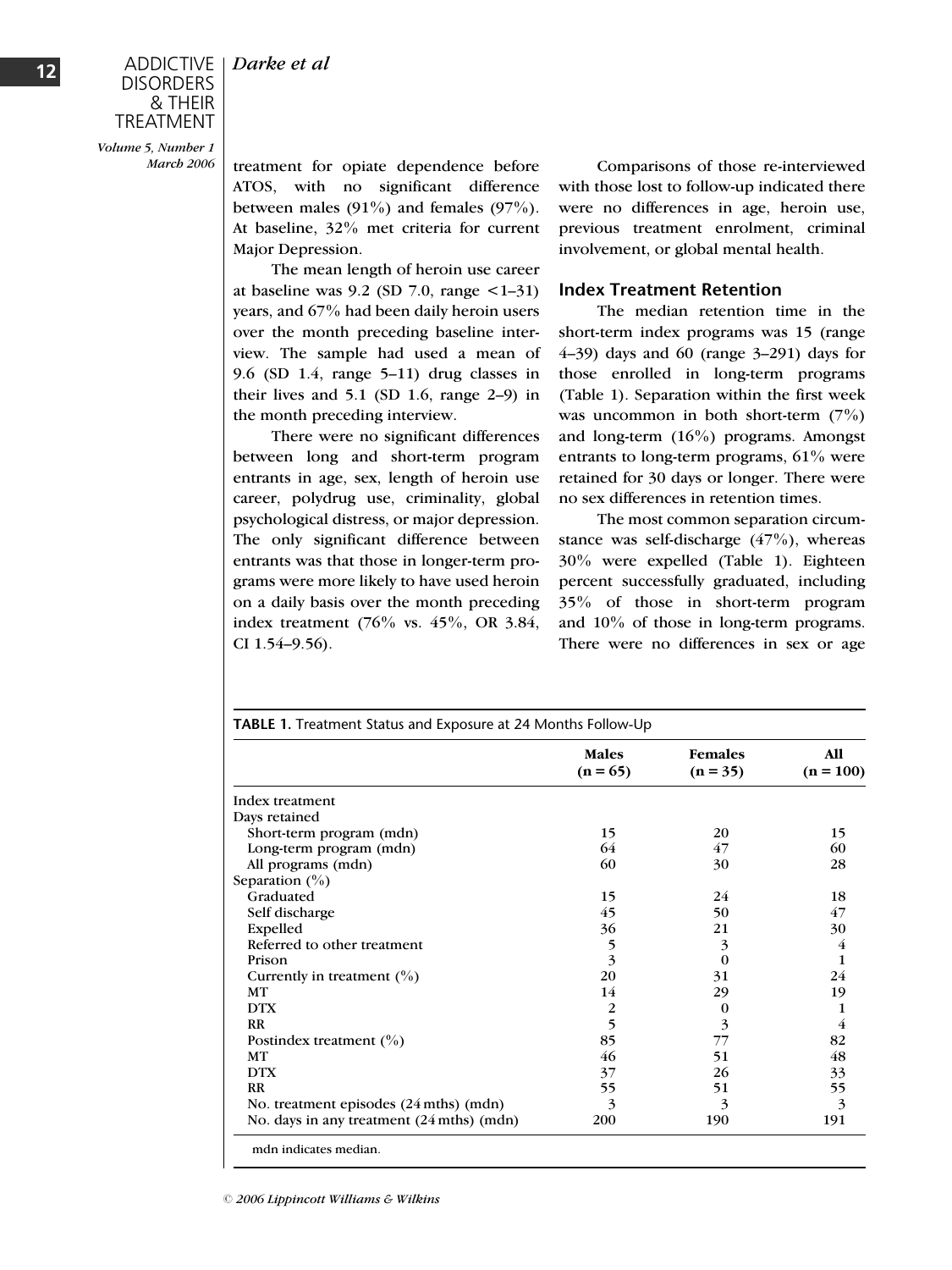treatment for opiate dependence before ATOS, with no significant difference between males (91%) and females (97%). At baseline, 32% met criteria for current Major Depression.

The mean length of heroin use career at baseline was 9.2 (SD 7.0, range <1–31) years, and 67% had been daily heroin users over the month preceding baseline interview. The sample had used a mean of 9.6 (SD 1.4, range 5–11) drug classes in their lives and 5.1 (SD 1.6, range 2–9) in the month preceding interview.

There were no significant differences between long and short-term program entrants in age, sex, length of heroin use career, polydrug use, criminality, global psychological distress, or major depression. The only significant difference between entrants was that those in longer-term programs were more likely to have used heroin on a daily basis over the month preceding index treatment (76% vs. 45%, OR 3.84, CI 1.54–9.56).

Comparisons of those re-interviewed with those lost to follow-up indicated there were no differences in age, heroin use, previous treatment enrolment, criminal involvement, or global mental health.

## Index Treatment Retention

The median retention time in the short-term index programs was 15 (range 4–39) days and 60 (range 3–291) days for those enrolled in long-term programs (Table 1). Separation within the first week was uncommon in both short-term (7%) and long-term (16%) programs. Amongst entrants to long-term programs, 61% were retained for 30 days or longer. There were no sex differences in retention times.

The most common separation circumstance was self-discharge (47%), whereas 30% were expelled (Table 1). Eighteen percent successfully graduated, including 35% of those in short-term program and 10% of those in long-term programs. There were no differences in sex or age

**TABLE 1.** Treatment Status and Exposure at 24 Months Follow-Up

| | Males (n = 65) | Females (n = 35) | All (n = 100) |
|---|---|---|---|
| Index treatment | | | |
| Days retained | | | |
| Short-term program (mdn) | 15 | 20 | 15 |
| Long-term program (mdn) | 64 | 47 | 60 |
| All programs (mdn) | 60 | 30 | 28 |
| Separation (%) | | | |
| Graduated | 15 | 24 | 18 |
| Self discharge | 45 | 50 | 47 |
| Expelled | 36 | 21 | 30 |
| Referred to other treatment | 5 | 3 | 4 |
| Prison | 3 | 0 | 1 |
| Currently in treatment (%) | 20 | 31 | 24 |
| MT | 14 | 29 | 19 |
| DTX | 2 | 0 | 1 |
| RR | 5 | 3 | 4 |
| Postindex treatment (%) | 85 | 77 | 82 |
| MT | 46 | 51 | 48 |
| DTX | 37 | 26 | 33 |
| RR | 55 | 51 | 55 |
| No. treatment episodes (24 mths) (mdn) | 3 | 3 | 3 |
| No. days in any treatment (24 mths) (mdn) | 200 | 190 | 191 |

mdn indicates median.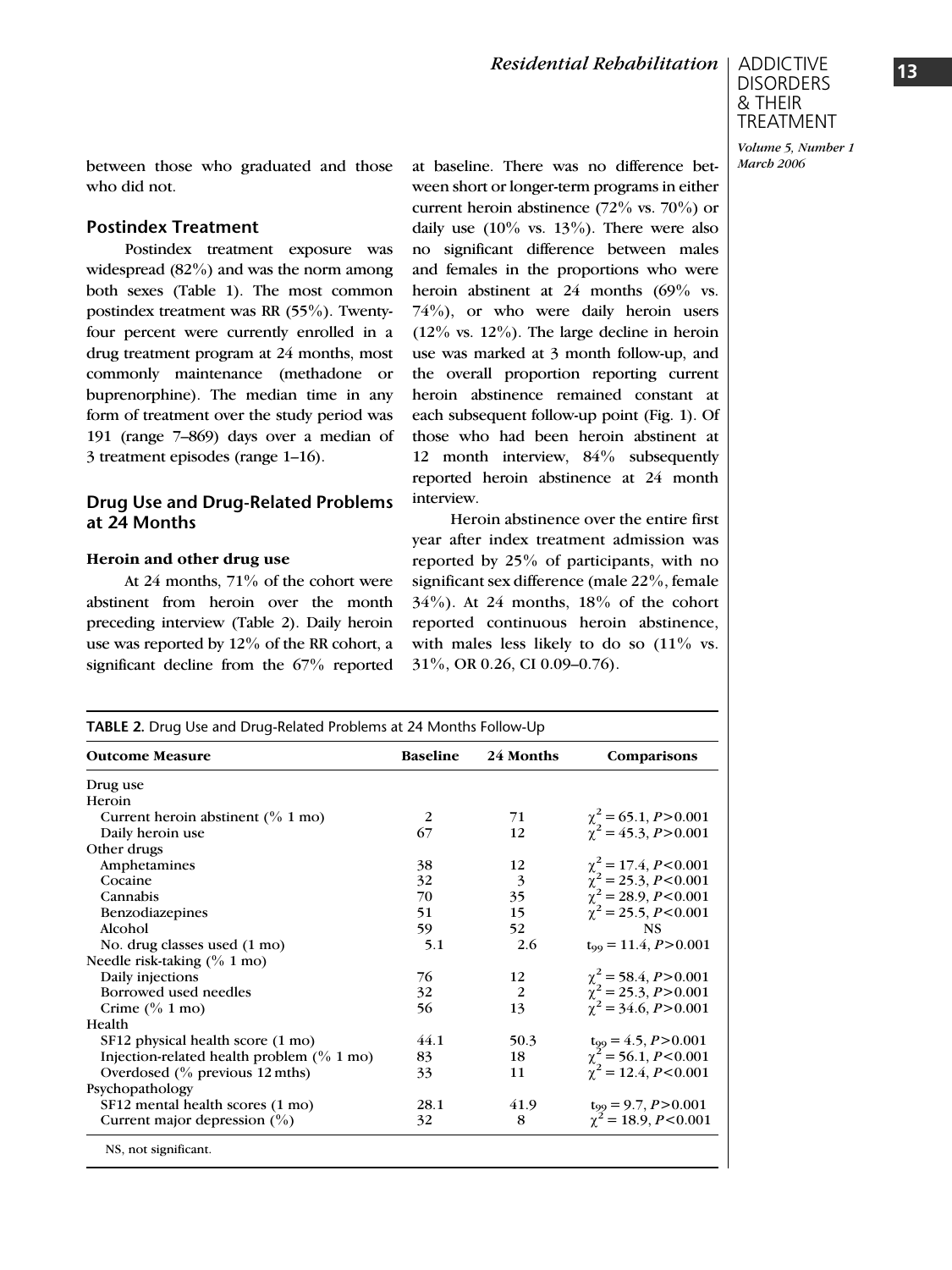between those who graduated and those who did not.

### Postindex Treatment

Postindex treatment exposure was widespread (82%) and was the norm among both sexes (Table 1). The most common postindex treatment was RR (55%). Twenty-four percent were currently enrolled in a drug treatment program at 24 months, most commonly maintenance (methadone or buprenorphine). The median time in any form of treatment over the study period was 191 (range 7–869) days over a median of 3 treatment episodes (range 1–16).

### Drug Use and Drug-Related Problems at 24 Months

#### Heroin and other drug use

At 24 months, 71% of the cohort were abstinent from heroin over the month preceding interview (Table 2). Daily heroin use was reported by 12% of the RR cohort, a significant decline from the 67% reported at baseline. There was no difference between short or longer-term programs in either current heroin abstinence (72% vs. 70%) or daily use (10% vs. 13%). There were also no significant difference between males and females in the proportions who were heroin abstinent at 24 months (69% vs. 74%), or who were daily heroin users (12% vs. 12%). The large decline in heroin use was marked at 3 month follow-up, and the overall proportion reporting current heroin abstinence remained constant at each subsequent follow-up point (Fig. 1). Of those who had been heroin abstinent at 12 month interview, 84% subsequently reported heroin abstinence at 24 month interview.

Heroin abstinence over the entire first year after index treatment admission was reported by 25% of participants, with no significant sex difference (male 22%, female 34%). At 24 months, 18% of the cohort reported continuous heroin abstinence, with males less likely to do so (11% vs. 31%, OR 0.26, CI 0.09–0.76).

**TABLE 2.** Drug Use and Drug-Related Problems at 24 Months Follow-Up

| Outcome Measure | Baseline | 24 Months | Comparisons |
|---|---|---|---|
| Drug use | | | |
| Heroin | | | |
| Current heroin abstinent (% 1 mo) | 2 | 71 | $\chi^2 = 65.1, P > 0.001$ |
| Daily heroin use | 67 | 12 | $\chi^2 = 45.3, P > 0.001$ |
| Other drugs | | | |
| Amphetamines | 38 | 12 | $\chi^2 = 17.4, P < 0.001$ |
| Cocaine | 32 | 3 | $\chi^2 = 25.3, P < 0.001$ |
| Cannabis | 70 | 35 | $\chi^2 = 28.9, P < 0.001$ |
| Benzodiazepines | 51 | 15 | $\chi^2 = 25.5, P < 0.001$ |
| Alcohol | 59 | 52 | NS |
| No. drug classes used (1 mo) | 5.1 | 2.6 | $t_{99} = 11.4, P > 0.001$ |
| Needle risk-taking (% 1 mo) | | | |
| Daily injections | 76 | 12 | $\chi^2 = 58.4, P > 0.001$ |
| Borrowed used needles | 32 | 2 | $\chi^2 = 25.3, P > 0.001$ |
| Crime (% 1 mo) | 56 | 13 | $\chi^2 = 34.6, P > 0.001$ |
| Health | | | |
| SF12 physical health score (1 mo) | 44.1 | 50.3 | $t_{99} = 4.5, P > 0.001$ |
| Injection-related health problem (% 1 mo) | 83 | 18 | $\chi^2 = 56.1, P < 0.001$ |
| Overdosed (% previous 12 mths) | 33 | 11 | $\chi^2 = 12.4, P < 0.001$ |
| Psychopathology | | | |
| SF12 mental health scores (1 mo) | 28.1 | 41.9 | $t_{99} = 9.7, P > 0.001$ |
| Current major depression (%) | 32 | 8 | $\chi^2 = 18.9, P < 0.001$ |

NS, not significant.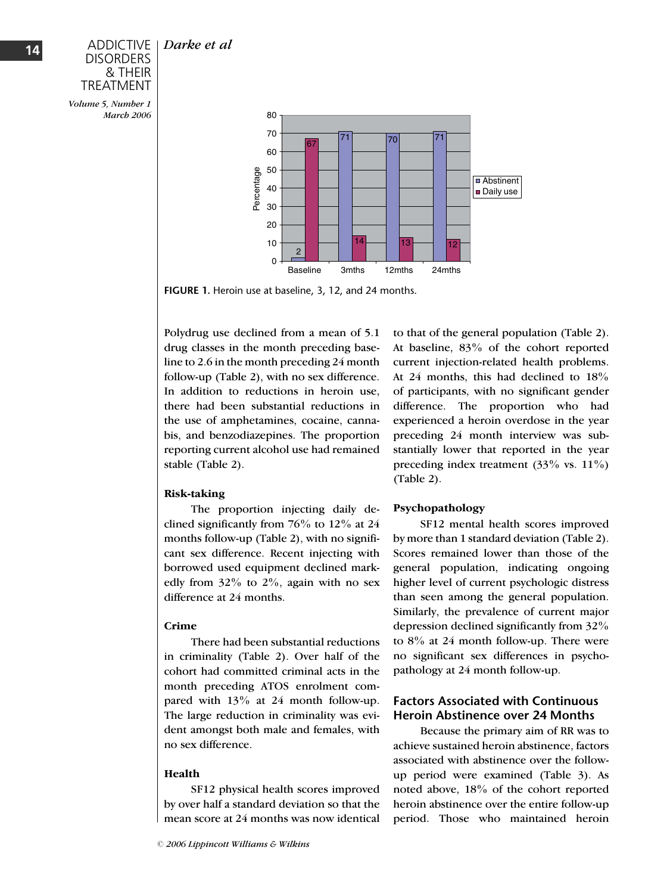FIGURE 1. Heroin use at baseline, 3, 12, and 24 months.

Polydrug use declined from a mean of 5.1 drug classes in the month preceding baseline to 2.6 in the month preceding 24 month follow-up (Table 2), with no sex difference. In addition to reductions in heroin use, there had been substantial reductions in the use of amphetamines, cocaine, cannabis, and benzodiazepines. The proportion reporting current alcohol use had remained stable (Table 2).

**Risk-taking**

The proportion injecting daily declined significantly from 76% to 12% at 24 months follow-up (Table 2), with no significant sex difference. Recent injecting with borrowed used equipment declined markedly from 32% to 2%, again with no sex difference at 24 months.

**Crime**

There had been substantial reductions in criminality (Table 2). Over half of the cohort had committed criminal acts in the month preceding ATOS enrolment compared with 13% at 24 month follow-up. The large reduction in criminality was evident amongst both male and females, with no sex difference.

**Health**

SF12 physical health scores improved by over half a standard deviation so that the mean score at 24 months was now identical to that of the general population (Table 2). At baseline, 83% of the cohort reported current injection-related health problems. At 24 months, this had declined to 18% of participants, with no significant gender difference. The proportion who had experienced a heroin overdose in the year preceding 24 month interview was substantially lower that reported in the year preceding index treatment (33% vs. 11%) (Table 2).

**Psychopathology**

SF12 mental health scores improved by more than 1 standard deviation (Table 2). Scores remained lower than those of the general population, indicating ongoing higher level of current psychologic distress than seen among the general population. Similarly, the prevalence of current major depression declined significantly from 32% to 8% at 24 month follow-up. There were no significant sex differences in psychopathology at 24 month follow-up.

## Factors Associated with Continuous Heroin Abstinence over 24 Months

Because the primary aim of RR was to achieve sustained heroin abstinence, factors associated with abstinence over the follow-up period were examined (Table 3). As noted above, 18% of the cohort reported heroin abstinence over the entire follow-up period. Those who maintained heroin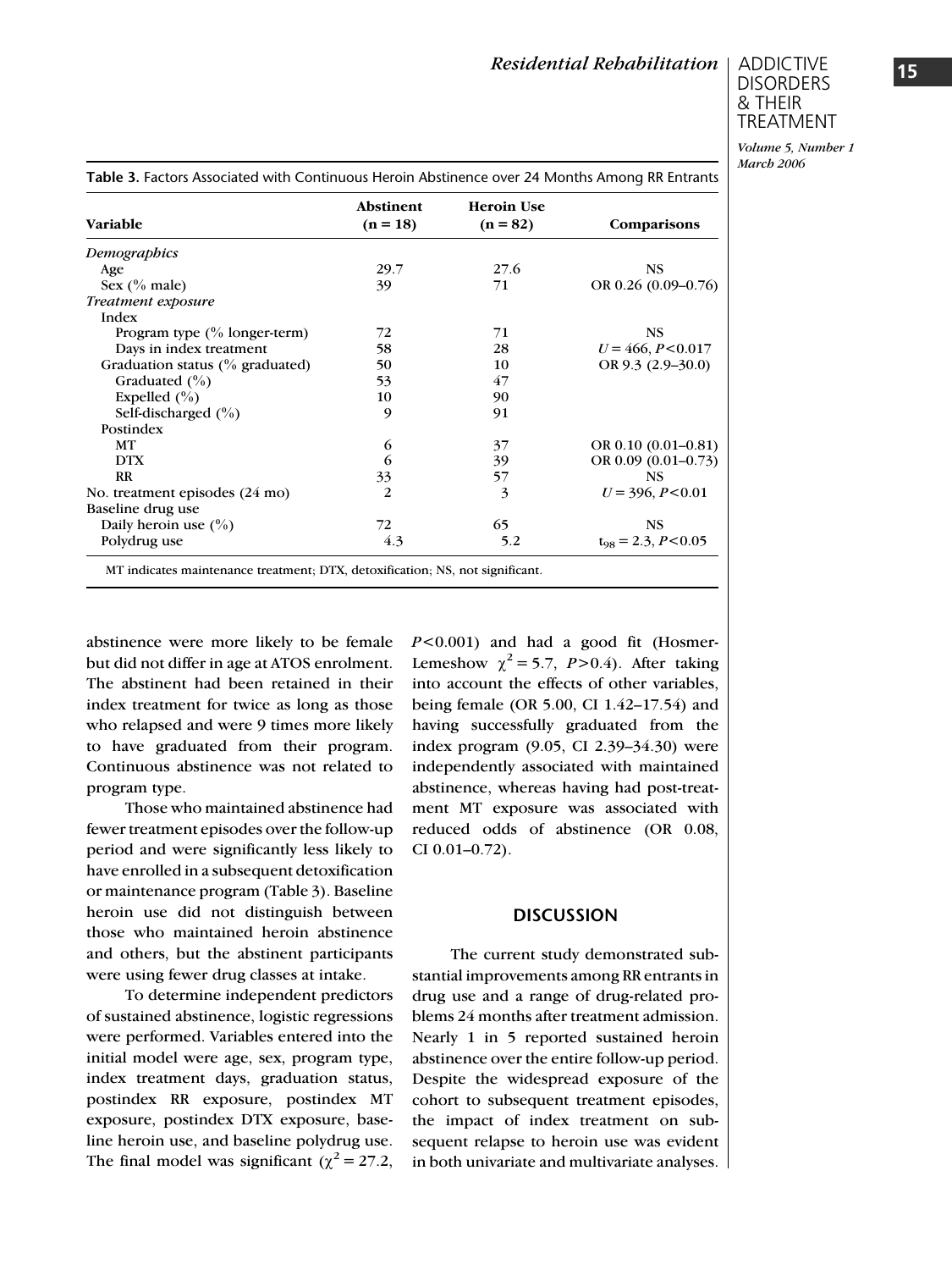**Table 3.** Factors Associated with Continuous Heroin Abstinence over 24 Months Among RR Entrants

| Variable | Abstinent (n = 18) | Heroin Use (n = 82) | Comparisons |
|---|---|---|---|
| *Demographics* | | | |
| Age | 29.7 | 27.6 | NS |
| Sex (% male) | 39 | 71 | OR 0.26 (0.09–0.76) |
| *Treatment exposure* | | | |
| Index | | | |
| Program type (% longer-term) | 72 | 71 | NS |
| Days in index treatment | 58 | 28 | $U = 466$, $P < 0.017$ |
| Graduation status (% graduated) | 50 | 10 | OR 9.3 (2.9–30.0) |
| Graduated (%) | 53 | 47 | |
| Expelled (%) | 10 | 90 | |
| Self-discharged (%) | 9 | 91 | |
| Postindex | | | |
| MT | 6 | 37 | OR 0.10 (0.01–0.81) |
| DTX | 6 | 39 | OR 0.09 (0.01–0.73) |
| RR | 33 | 57 | NS |
| No. treatment episodes (24 mo) | 2 | 3 | $U = 396$, $P < 0.01$ |
| Baseline drug use | | | |
| Daily heroin use (%) | 72 | 65 | NS |
| Polydrug use | 4.3 | 5.2 | $t_{98} = 2.3$, $P < 0.05$ |

MT indicates maintenance treatment; DTX, detoxification; NS, not significant.

abstinence were more likely to be female but did not differ in age at ATOS enrolment. The abstinent had been retained in their index treatment for twice as long as those who relapsed and were 9 times more likely to have graduated from their program. Continuous abstinence was not related to program type.

Those who maintained abstinence had fewer treatment episodes over the follow-up period and were significantly less likely to have enrolled in a subsequent detoxification or maintenance program (Table 3). Baseline heroin use did not distinguish between those who maintained heroin abstinence and others, but the abstinent participants were using fewer drug classes at intake.

To determine independent predictors of sustained abstinence, logistic regressions were performed. Variables entered into the initial model were age, sex, program type, index treatment days, graduation status, postindex RR exposure, postindex MT exposure, postindex DTX exposure, baseline heroin use, and baseline polydrug use. The final model was significant ($\chi^2 = 27.2$, $P < 0.001$) and had a good fit (Hosmer-Lemeshow $\chi^2 = 5.7$, $P > 0.4$). After taking into account the effects of other variables, being female (OR 5.00, CI 1.42–17.54) and having successfully graduated from the index program (9.05, CI 2.39–34.30) were independently associated with maintained abstinence, whereas having had post-treatment MT exposure was associated with reduced odds of abstinence (OR 0.08, CI 0.01–0.72).

## DISCUSSION

The current study demonstrated substantial improvements among RR entrants in drug use and a range of drug-related problems 24 months after treatment admission. Nearly 1 in 5 reported sustained heroin abstinence over the entire follow-up period. Despite the widespread exposure of the cohort to subsequent treatment episodes, the impact of index treatment on subsequent relapse to heroin use was evident in both univariate and multivariate analyses.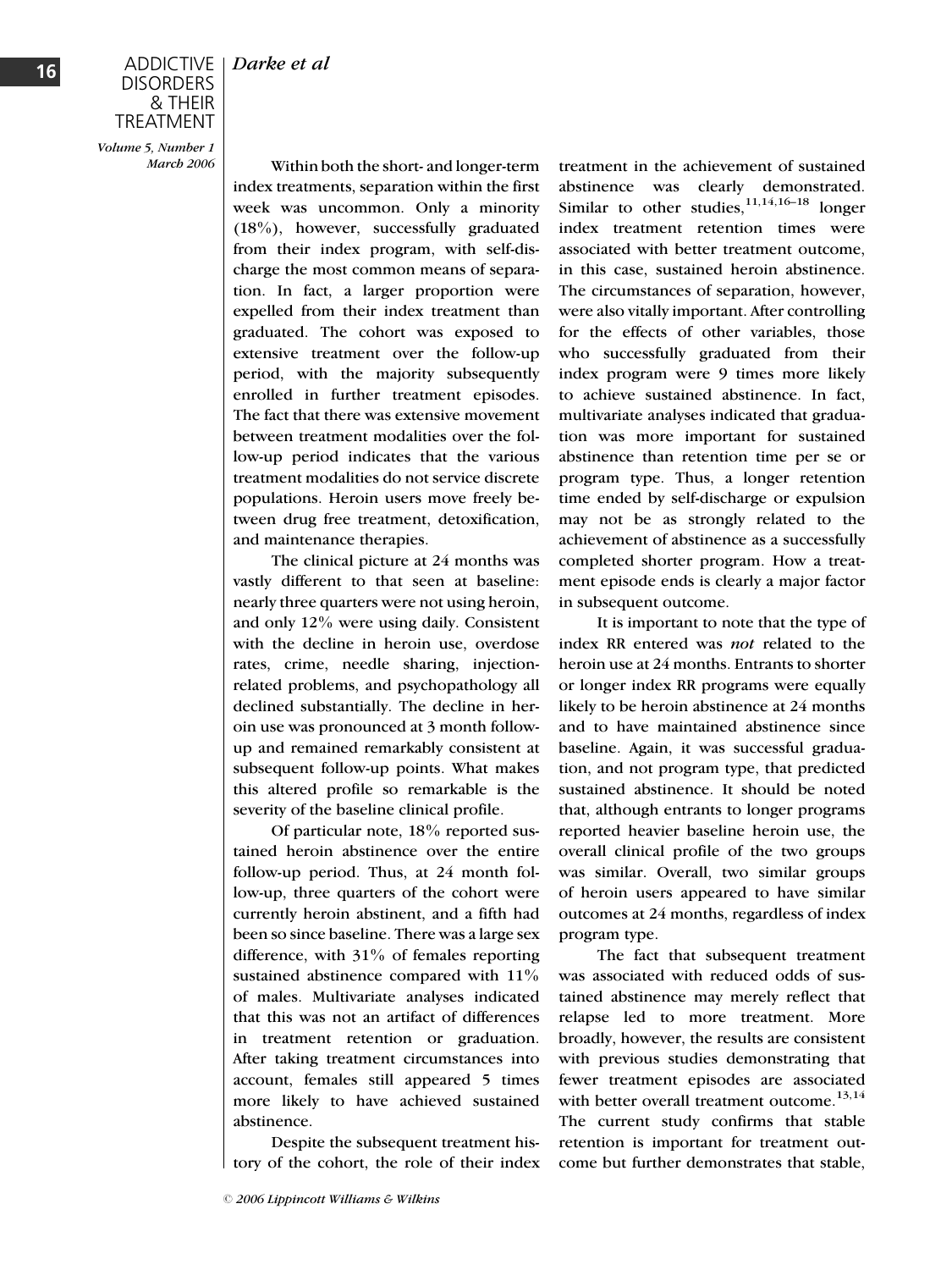Within both the short- and longer-term index treatments, separation within the first week was uncommon. Only a minority (18%), however, successfully graduated from their index program, with self-discharge the most common means of separation. In fact, a larger proportion were expelled from their index treatment than graduated. The cohort was exposed to extensive treatment over the follow-up period, with the majority subsequently enrolled in further treatment episodes. The fact that there was extensive movement between treatment modalities over the follow-up period indicates that the various treatment modalities do not service discrete populations. Heroin users move freely between drug free treatment, detoxification, and maintenance therapies.

The clinical picture at 24 months was vastly different to that seen at baseline: nearly three quarters were not using heroin, and only 12% were using daily. Consistent with the decline in heroin use, overdose rates, crime, needle sharing, injection-related problems, and psychopathology all declined substantially. The decline in heroin use was pronounced at 3 month follow-up and remained remarkably consistent at subsequent follow-up points. What makes this altered profile so remarkable is the severity of the baseline clinical profile.

Of particular note, 18% reported sustained heroin abstinence over the entire follow-up period. Thus, at 24 month follow-up, three quarters of the cohort were currently heroin abstinent, and a fifth had been so since baseline. There was a large sex difference, with 31% of females reporting sustained abstinence compared with 11% of males. Multivariate analyses indicated that this was not an artifact of differences in treatment retention or graduation. After taking treatment circumstances into account, females still appeared 5 times more likely to have achieved sustained abstinence.

Despite the subsequent treatment history of the cohort, the role of their index treatment in the achievement of sustained abstinence was clearly demonstrated. Similar to other studies,[11,14,16–18] longer index treatment retention times were associated with better treatment outcome, in this case, sustained heroin abstinence. The circumstances of separation, however, were also vitally important. After controlling for the effects of other variables, those who successfully graduated from their index program were 9 times more likely to achieve sustained abstinence. In fact, multivariate analyses indicated that graduation was more important for sustained abstinence than retention time per se or program type. Thus, a longer retention time ended by self-discharge or expulsion may not be as strongly related to the achievement of abstinence as a successfully completed shorter program. How a treatment episode ends is clearly a major factor in subsequent outcome.

It is important to note that the type of index RR entered was *not* related to the heroin use at 24 months. Entrants to shorter or longer index RR programs were equally likely to be heroin abstinence at 24 months and to have maintained abstinence since baseline. Again, it was successful graduation, and not program type, that predicted sustained abstinence. It should be noted that, although entrants to longer programs reported heavier baseline heroin use, the overall clinical profile of the two groups was similar. Overall, two similar groups of heroin users appeared to have similar outcomes at 24 months, regardless of index program type.

The fact that subsequent treatment was associated with reduced odds of sustained abstinence may merely reflect that relapse led to more treatment. More broadly, however, the results are consistent with previous studies demonstrating that fewer treatment episodes are associated with better overall treatment outcome.[13,14] The current study confirms that stable retention is important for treatment outcome but further demonstrates that stable,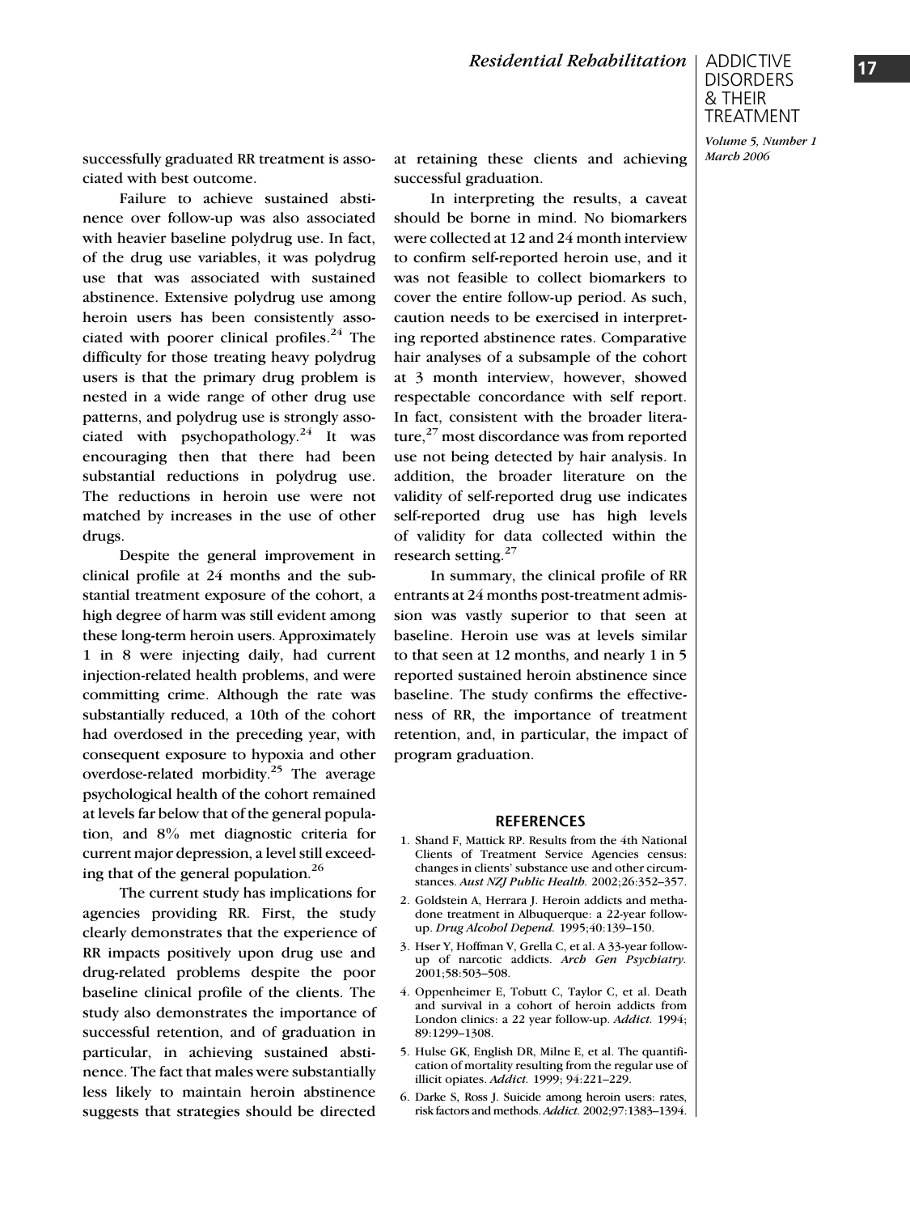successfully graduated RR treatment is associated with best outcome.

Failure to achieve sustained abstinence over follow-up was also associated with heavier baseline polydrug use. In fact, of the drug use variables, it was polydrug use that was associated with sustained abstinence. Extensive polydrug use among heroin users has been consistently associated with poorer clinical profiles.[24] The difficulty for those treating heavy polydrug users is that the primary drug problem is nested in a wide range of other drug use patterns, and polydrug use is strongly associated with psychopathology.[24] It was encouraging then that there had been substantial reductions in polydrug use. The reductions in heroin use were not matched by increases in the use of other drugs.

Despite the general improvement in clinical profile at 24 months and the substantial treatment exposure of the cohort, a high degree of harm was still evident among these long-term heroin users. Approximately 1 in 8 were injecting daily, had current injection-related health problems, and were committing crime. Although the rate was substantially reduced, a 10th of the cohort had overdosed in the preceding year, with consequent exposure to hypoxia and other overdose-related morbidity.[25] The average psychological health of the cohort remained at levels far below that of the general population, and 8% met diagnostic criteria for current major depression, a level still exceeding that of the general population.[26]

The current study has implications for agencies providing RR. First, the study clearly demonstrates that the experience of RR impacts positively upon drug use and drug-related problems despite the poor baseline clinical profile of the clients. The study also demonstrates the importance of successful retention, and of graduation in particular, in achieving sustained abstinence. The fact that males were substantially less likely to maintain heroin abstinence suggests that strategies should be directed at retaining these clients and achieving successful graduation.

In interpreting the results, a caveat should be borne in mind. No biomarkers were collected at 12 and 24 month interview to confirm self-reported heroin use, and it was not feasible to collect biomarkers to cover the entire follow-up period. As such, caution needs to be exercised in interpreting reported abstinence rates. Comparative hair analyses of a subsample of the cohort at 3 month interview, however, showed respectable concordance with self report. In fact, consistent with the broader literature,[27] most discordance was from reported use not being detected by hair analysis. In addition, the broader literature on the validity of self-reported drug use indicates self-reported drug use has high levels of validity for data collected within the research setting.[27]

In summary, the clinical profile of RR entrants at 24 months post-treatment admission was vastly superior to that seen at baseline. Heroin use was at levels similar to that seen at 12 months, and nearly 1 in 5 reported sustained heroin abstinence since baseline. The study confirms the effectiveness of RR, the importance of treatment retention, and, in particular, the impact of program graduation.

## REFERENCES

1. Shand F, Mattick RP. Results from the 4th National Clients of Treatment Service Agencies census: changes in clients' substance use and other circumstances. *Aust NZJ Public Health.* 2002;26:352–357.
2. Goldstein A, Herrara J. Heroin addicts and methadone treatment in Albuquerque: a 22-year follow-up. *Drug Alcohol Depend.* 1995;40:139–150.
3. Hser Y, Hoffman V, Grella C, et al. A 33-year follow-up of narcotic addicts. *Arch Gen Psychiatry.* 2001;58:503–508.
4. Oppenheimer E, Tobutt C, Taylor C, et al. Death and survival in a cohort of heroin addicts from London clinics: a 22 year follow-up. *Addict.* 1994; 89:1299–1308.
5. Hulse GK, English DR, Milne E, et al. The quantification of mortality resulting from the regular use of illicit opiates. *Addict.* 1999; 94:221–229.
6. Darke S, Ross J. Suicide among heroin users: rates, risk factors and methods. *Addict.* 2002;97:1383–1394.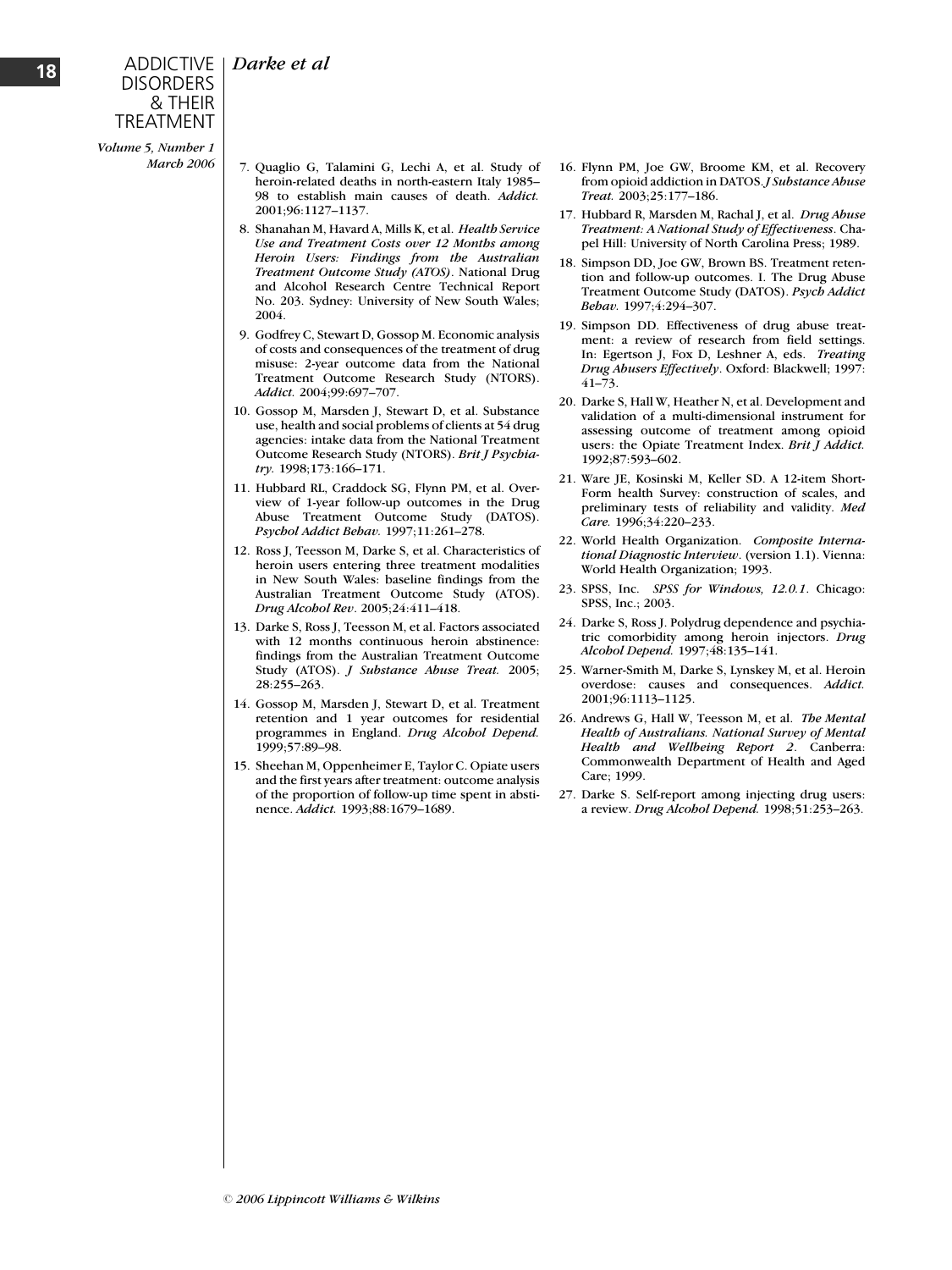7. Quaglio G, Talamini G, Lechi A, et al. Study of heroin-related deaths in north-eastern Italy 1985–98 to establish main causes of death. *Addict.* 2001;96:1127–1137.
8. Shanahan M, Havard A, Mills K, et al. *Health Service Use and Treatment Costs over 12 Months among Heroin Users: Findings from the Australian Treatment Outcome Study (ATOS)*. National Drug and Alcohol Research Centre Technical Report No. 203. Sydney: University of New South Wales; 2004.
9. Godfrey C, Stewart D, Gossop M. Economic analysis of costs and consequences of the treatment of drug misuse: 2-year outcome data from the National Treatment Outcome Research Study (NTORS). *Addict.* 2004;99:697–707.
10. Gossop M, Marsden J, Stewart D, et al. Substance use, health and social problems of clients at 54 drug agencies: intake data from the National Treatment Outcome Research Study (NTORS). *Brit J Psychiatry.* 1998;173:166–171.
11. Hubbard RL, Craddock SG, Flynn PM, et al. Overview of 1-year follow-up outcomes in the Drug Abuse Treatment Outcome Study (DATOS). *Psychol Addict Behav.* 1997;11:261–278.
12. Ross J, Teesson M, Darke S, et al. Characteristics of heroin users entering three treatment modalities in New South Wales: baseline findings from the Australian Treatment Outcome Study (ATOS). *Drug Alcohol Rev.* 2005;24:411–418.
13. Darke S, Ross J, Teesson M, et al. Factors associated with 12 months continuous heroin abstinence: findings from the Australian Treatment Outcome Study (ATOS). *J Substance Abuse Treat.* 2005; 28:255–263.
14. Gossop M, Marsden J, Stewart D, et al. Treatment retention and 1 year outcomes for residential programmes in England. *Drug Alcohol Depend.* 1999;57:89–98.
15. Sheehan M, Oppenheimer E, Taylor C. Opiate users and the first years after treatment: outcome analysis of the proportion of follow-up time spent in abstinence. *Addict.* 1993;88:1679–1689.
16. Flynn PM, Joe GW, Broome KM, et al. Recovery from opioid addiction in DATOS. *J Substance Abuse Treat.* 2003;25:177–186.
17. Hubbard R, Marsden M, Rachal J, et al. *Drug Abuse Treatment: A National Study of Effectiveness*. Chapel Hill: University of North Carolina Press; 1989.
18. Simpson DD, Joe GW, Brown BS. Treatment retention and follow-up outcomes. I. The Drug Abuse Treatment Outcome Study (DATOS). *Psych Addict Behav.* 1997;4:294–307.
19. Simpson DD. Effectiveness of drug abuse treatment: a review of research from field settings. In: Egertson J, Fox D, Leshner A, eds. *Treating Drug Abusers Effectively*. Oxford: Blackwell; 1997: 41–73.
20. Darke S, Hall W, Heather N, et al. Development and validation of a multi-dimensional instrument for assessing outcome of treatment among opioid users: the Opiate Treatment Index. *Brit J Addict.* 1992;87:593–602.
21. Ware JE, Kosinski M, Keller SD. A 12-item Short-Form health Survey: construction of scales, and preliminary tests of reliability and validity. *Med Care.* 1996;34:220–233.
22. World Health Organization. *Composite International Diagnostic Interview*. (version 1.1). Vienna: World Health Organization; 1993.
23. SPSS, Inc. *SPSS for Windows, 12.0.1*. Chicago: SPSS, Inc.; 2003.
24. Darke S, Ross J. Polydrug dependence and psychiatric comorbidity among heroin injectors. *Drug Alcohol Depend.* 1997;48:135–141.
25. Warner-Smith M, Darke S, Lynskey M, et al. Heroin overdose: causes and consequences. *Addict.* 2001;96:1113–1125.
26. Andrews G, Hall W, Teesson M, et al. *The Mental Health of Australians. National Survey of Mental Health and Wellbeing Report 2*. Canberra: Commonwealth Department of Health and Aged Care; 1999.
27. Darke S. Self-report among injecting drug users: a review. *Drug Alcohol Depend.* 1998;51:253–263.